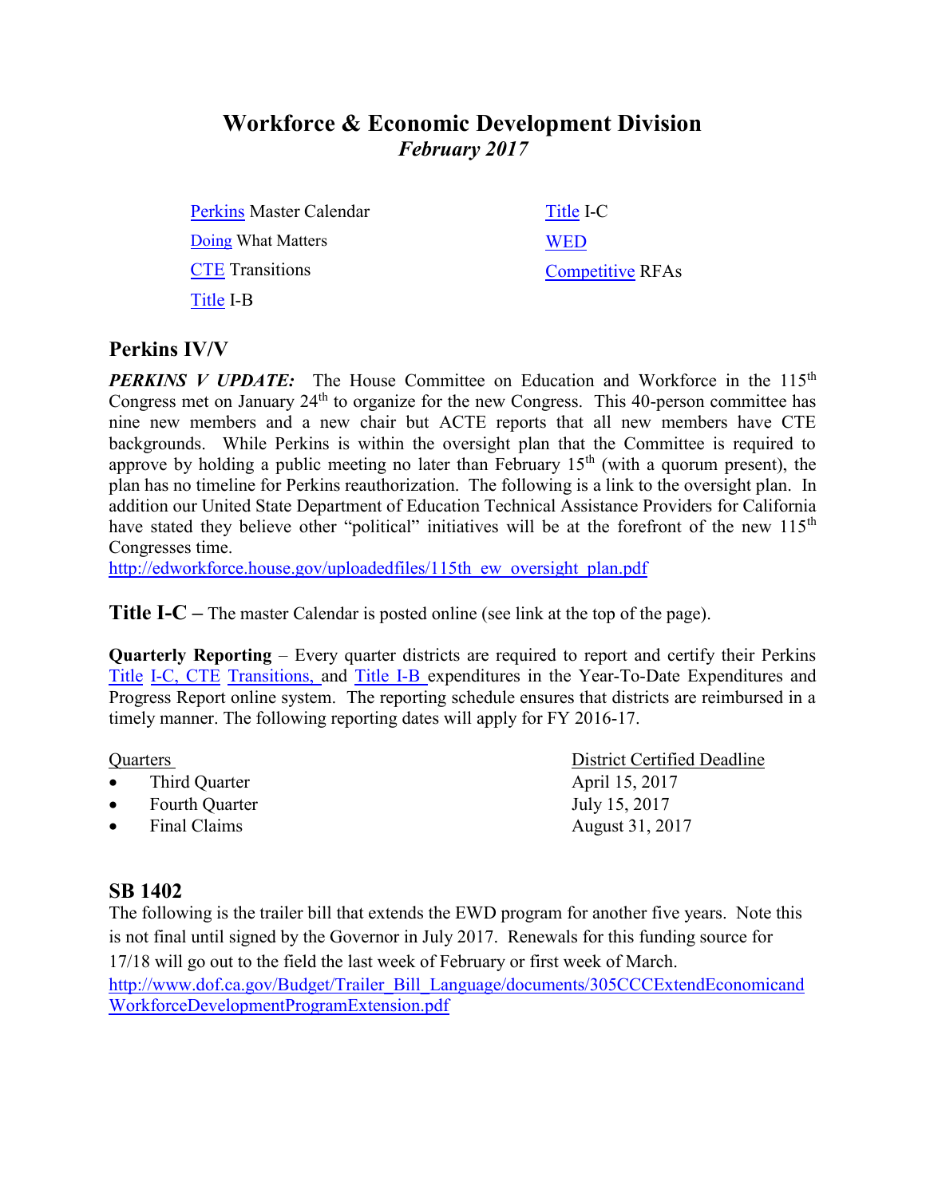# Workforce & Economic Development Division

***February 2017***

- Perkins Master Calendar
- Doing What Matters
- CTE Transitions
- Title I-B
- Title I-C
- WED
- Competitive RFAs

## Perkins IV/V

***PERKINS V UPDATE:*** The House Committee on Education and Workforce in the 115th Congress met on January 24th to organize for the new Congress. This 40-person committee has nine new members and a new chair but ACTE reports that all new members have CTE backgrounds. While Perkins is within the oversight plan that the Committee is required to approve by holding a public meeting no later than February 15th (with a quorum present), the plan has no timeline for Perkins reauthorization. The following is a link to the oversight plan. In addition our United State Department of Education Technical Assistance Providers for California have stated they believe other "political" initiatives will be at the forefront of the new 115th Congresses time.
http://edworkforce.house.gov/uploadedfiles/115th_ew_oversight_plan.pdf

**Title I-C** – The master Calendar is posted online (see link at the top of the page).

**Quarterly Reporting** – Every quarter districts are required to report and certify their Perkins Title I-C, CTE Transitions, and Title I-B expenditures in the Year-To-Date Expenditures and Progress Report online system. The reporting schedule ensures that districts are reimbursed in a timely manner. The following reporting dates will apply for FY 2016-17.

| Quarters | District Certified Deadline |
|---|---|
| • Third Quarter | April 15, 2017 |
| • Fourth Quarter | July 15, 2017 |
| • Final Claims | August 31, 2017 |

## SB 1402

The following is the trailer bill that extends the EWD program for another five years. Note this is not final until signed by the Governor in July 2017. Renewals for this funding source for 17/18 will go out to the field the last week of February or first week of March.
http://www.dof.ca.gov/Budget/Trailer_Bill_Language/documents/305CCCExtendEconomicandWorkforceDevelopmentProgramExtension.pdf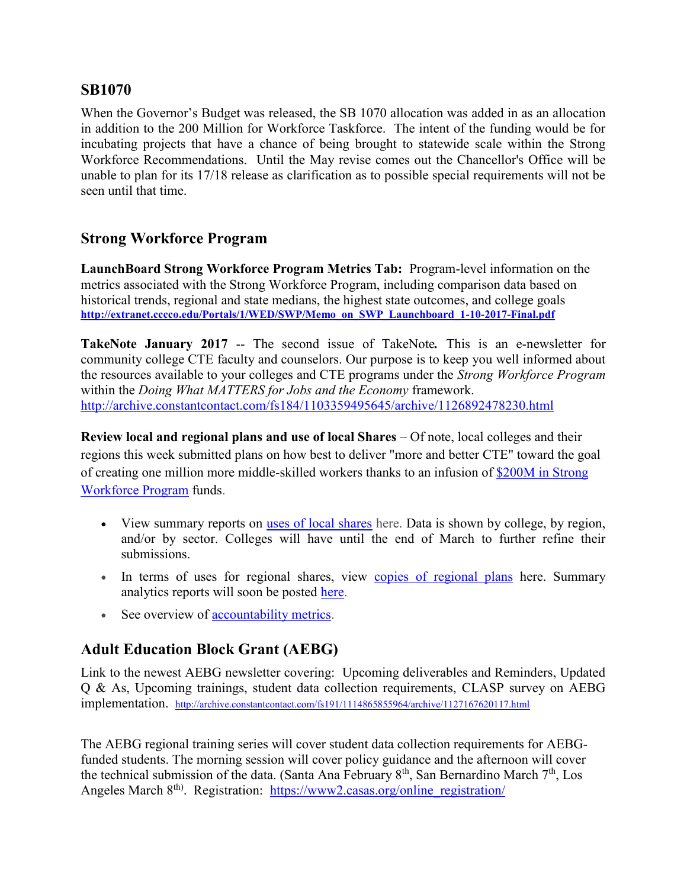## SB1070

When the Governor's Budget was released, the SB 1070 allocation was added in as an allocation in addition to the 200 Million for Workforce Taskforce. The intent of the funding would be for incubating projects that have a chance of being brought to statewide scale within the Strong Workforce Recommendations. Until the May revise comes out the Chancellor's Office will be unable to plan for its 17/18 release as clarification as to possible special requirements will not be seen until that time.

## Strong Workforce Program

**LaunchBoard Strong Workforce Program Metrics Tab:** Program-level information on the metrics associated with the Strong Workforce Program, including comparison data based on historical trends, regional and state medians, the highest state outcomes, and college goals **http://extranet.cccco.edu/Portals/1/WED/SWP/Memo_on_SWP_Launchboard_1-10-2017-Final.pdf**

**TakeNote January 2017** -- The second issue of TakeNote**.** This is an e-newsletter for community college CTE faculty and counselors. Our purpose is to keep you well informed about the resources available to your colleges and CTE programs under the *Strong Workforce Program* within the *Doing What MATTERS for Jobs and the Economy* framework. http://archive.constantcontact.com/fs184/1103359495645/archive/1126892478230.html

**Review local and regional plans and use of local Shares** – Of note, local colleges and their regions this week submitted plans on how best to deliver "more and better CTE" toward the goal of creating one million more middle-skilled workers thanks to an infusion of $200M in Strong Workforce Program funds.

- View summary reports on uses of local shares here. Data is shown by college, by region, and/or by sector. Colleges will have until the end of March to further refine their submissions.
- In terms of uses for regional shares, view copies of regional plans here. Summary analytics reports will soon be posted here.
- See overview of accountability metrics.

## Adult Education Block Grant (AEBG)

Link to the newest AEBG newsletter covering: Upcoming deliverables and Reminders, Updated Q & As, Upcoming trainings, student data collection requirements, CLASP survey on AEBG implementation. http://archive.constantcontact.com/fs191/1114865855964/archive/1127167620117.html

The AEBG regional training series will cover student data collection requirements for AEBG-funded students. The morning session will cover policy guidance and the afternoon will cover the technical submission of the data. (Santa Ana February 8th, San Bernardino March 7th, Los Angeles March 8th). Registration: https://www2.casas.org/online_registration/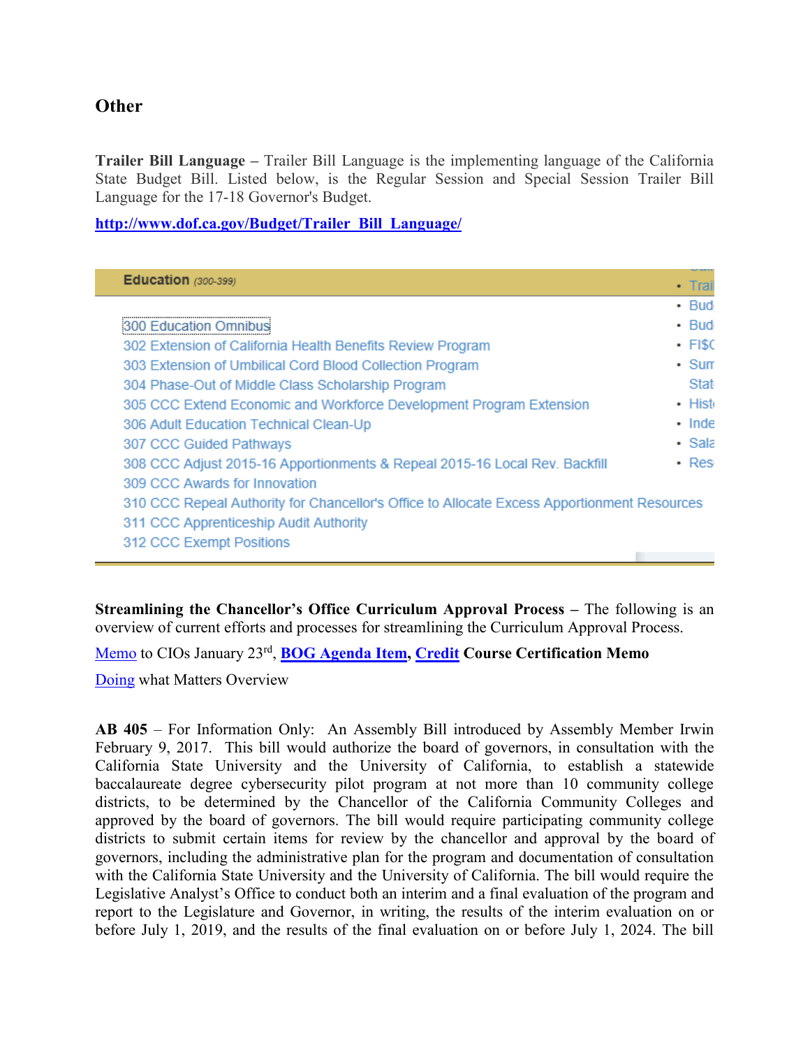## Other

**Trailer Bill Language** – Trailer Bill Language is the implementing language of the California State Budget Bill. Listed below, is the Regular Session and Special Session Trailer Bill Language for the 17-18 Governor's Budget.

**http://www.dof.ca.gov/Budget/Trailer_Bill_Language/**

**Education** *(300-399)*

- 300 Education Omnibus
- 302 Extension of California Health Benefits Review Program
- 303 Extension of Umbilical Cord Blood Collection Program
- 304 Phase-Out of Middle Class Scholarship Program
- 305 CCC Extend Economic and Workforce Development Program Extension
- 306 Adult Education Technical Clean-Up
- 307 CCC Guided Pathways
- 308 CCC Adjust 2015-16 Apportionments & Repeal 2015-16 Local Rev. Backfill
- 309 CCC Awards for Innovation
- 310 CCC Repeal Authority for Chancellor's Office to Allocate Excess Apportionment Resources
- 311 CCC Apprenticeship Audit Authority
- 312 CCC Exempt Positions

- Trai
- Bud
- Bud
- FI$C
- Sum Stat
- Hist
- Inde
- Sala
- Res

**Streamlining the Chancellor's Office Curriculum Approval Process** – The following is an overview of current efforts and processes for streamlining the Curriculum Approval Process.

Memo to CIOs January 23rd, **BOG Agenda Item, Credit Course Certification Memo**

Doing what Matters Overview

**AB 405** – For Information Only: An Assembly Bill introduced by Assembly Member Irwin February 9, 2017. This bill would authorize the board of governors, in consultation with the California State University and the University of California, to establish a statewide baccalaureate degree cybersecurity pilot program at not more than 10 community college districts, to be determined by the Chancellor of the California Community Colleges and approved by the board of governors. The bill would require participating community college districts to submit certain items for review by the chancellor and approval by the board of governors, including the administrative plan for the program and documentation of consultation with the California State University and the University of California. The bill would require the Legislative Analyst's Office to conduct both an interim and a final evaluation of the program and report to the Legislature and Governor, in writing, the results of the interim evaluation on or before July 1, 2019, and the results of the final evaluation on or before July 1, 2024. The bill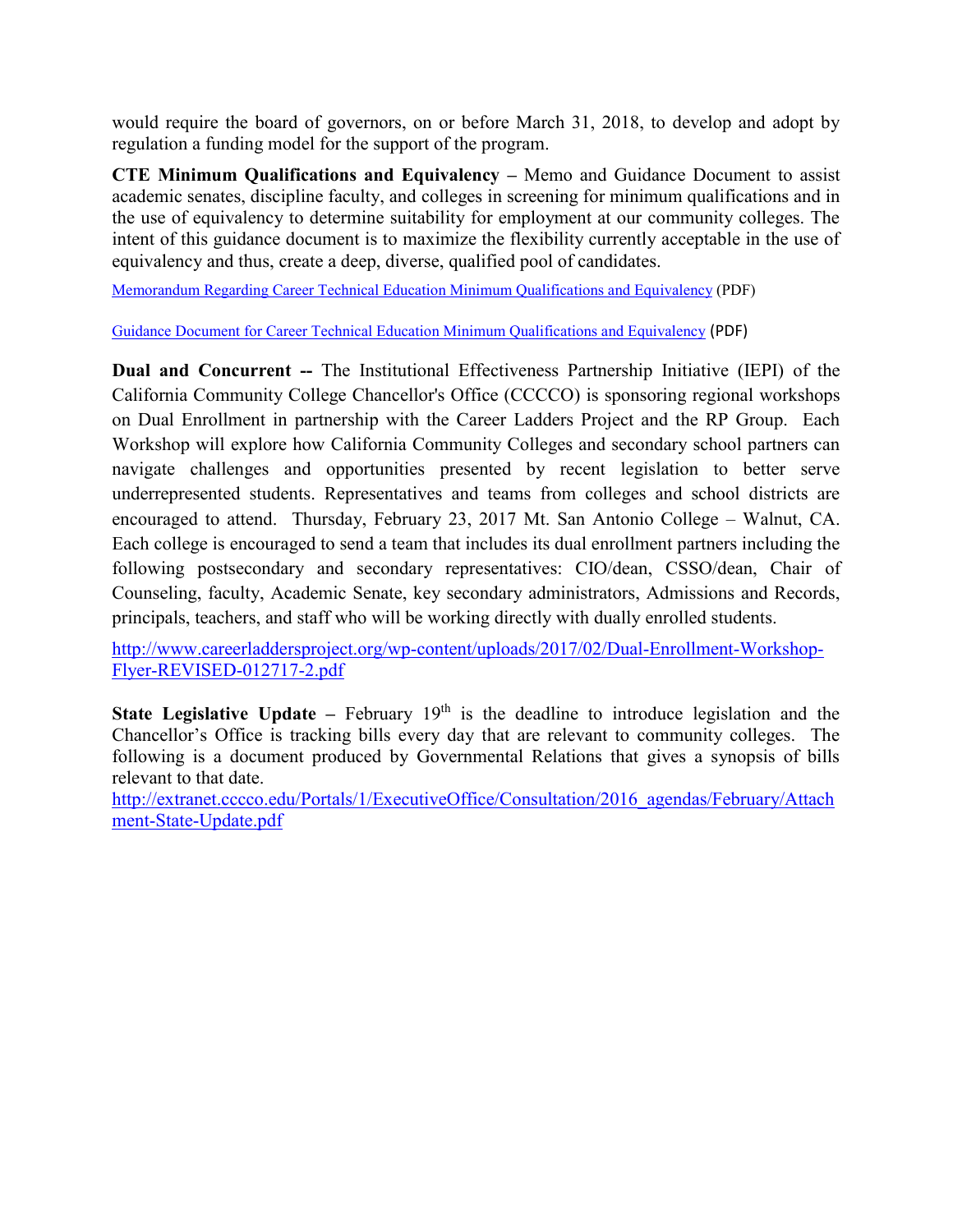would require the board of governors, on or before March 31, 2018, to develop and adopt by regulation a funding model for the support of the program.

**CTE Minimum Qualifications and Equivalency –** Memo and Guidance Document to assist academic senates, discipline faculty, and colleges in screening for minimum qualifications and in the use of equivalency to determine suitability for employment at our community colleges. The intent of this guidance document is to maximize the flexibility currently acceptable in the use of equivalency and thus, create a deep, diverse, qualified pool of candidates.

Memorandum Regarding Career Technical Education Minimum Qualifications and Equivalency (PDF)

Guidance Document for Career Technical Education Minimum Qualifications and Equivalency (PDF)

**Dual and Concurrent --** The Institutional Effectiveness Partnership Initiative (IEPI) of the California Community College Chancellor's Office (CCCCO) is sponsoring regional workshops on Dual Enrollment in partnership with the Career Ladders Project and the RP Group. Each Workshop will explore how California Community Colleges and secondary school partners can navigate challenges and opportunities presented by recent legislation to better serve underrepresented students. Representatives and teams from colleges and school districts are encouraged to attend. Thursday, February 23, 2017 Mt. San Antonio College – Walnut, CA. Each college is encouraged to send a team that includes its dual enrollment partners including the following postsecondary and secondary representatives: CIO/dean, CSSO/dean, Chair of Counseling, faculty, Academic Senate, key secondary administrators, Admissions and Records, principals, teachers, and staff who will be working directly with dually enrolled students.

http://www.careerladdersproject.org/wp-content/uploads/2017/02/Dual-Enrollment-Workshop-Flyer-REVISED-012717-2.pdf

**State Legislative Update –** February 19th is the deadline to introduce legislation and the Chancellor's Office is tracking bills every day that are relevant to community colleges. The following is a document produced by Governmental Relations that gives a synopsis of bills relevant to that date.
http://extranet.cccco.edu/Portals/1/ExecutiveOffice/Consultation/2016_agendas/February/Attachment-State-Update.pdf